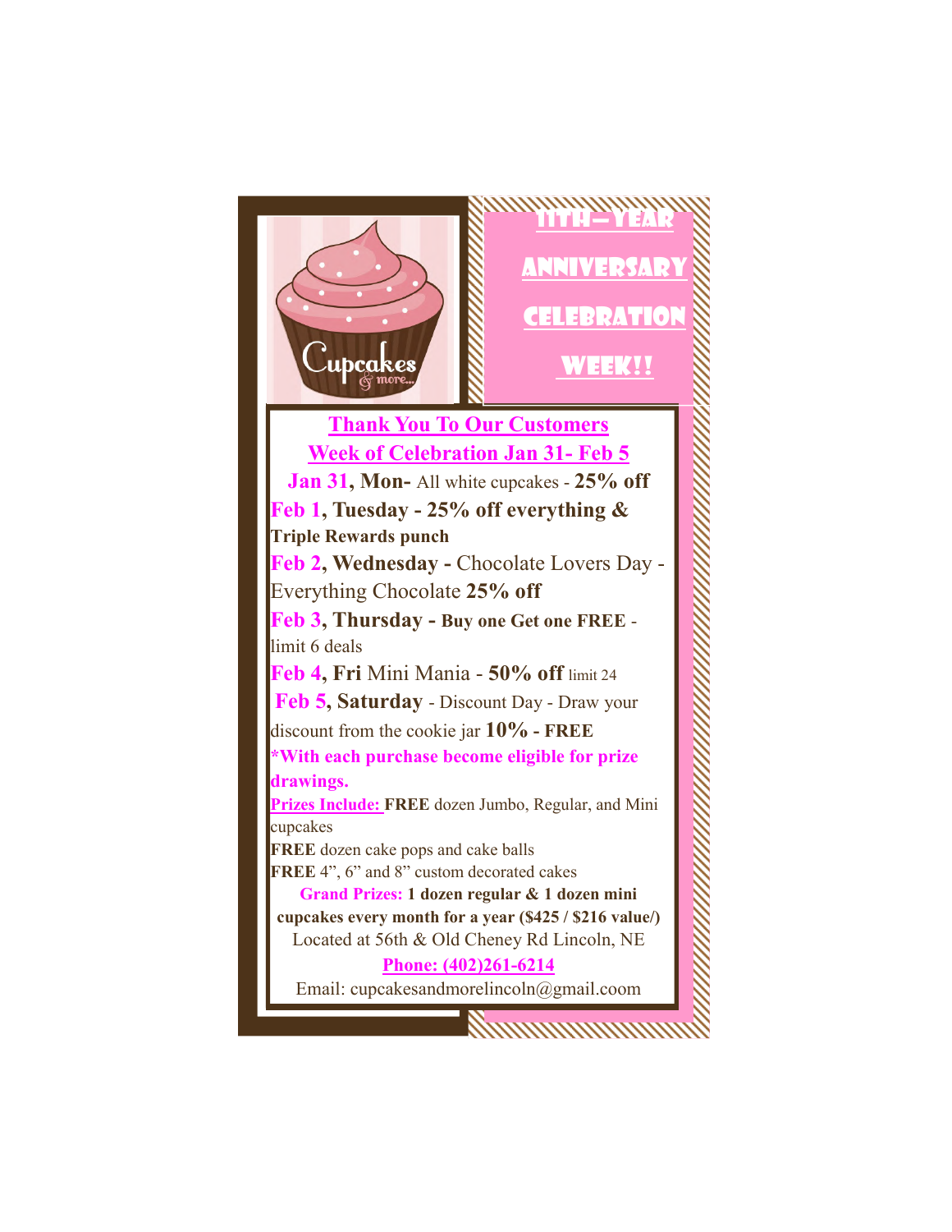Cupcakes & more...

# 11TH-YEAR ANNIVERSARY CELEBRATION WEEK!!

## Thank You To Our Customers

## Week of Celebration Jan 31- Feb 5

**Jan 31, Mon-** All white cupcakes - **25% off**

**Feb 1, Tuesday - 25% off everything & Triple Rewards punch**

**Feb 2, Wednesday -** Chocolate Lovers Day - Everything Chocolate **25% off**

**Feb 3, Thursday - Buy one Get one FREE** - limit 6 deals

**Feb 4, Fri** Mini Mania - **50% off** limit 24

**Feb 5, Saturday** - Discount Day - Draw your discount from the cookie jar **10% - FREE**

**\*With each purchase become eligible for prize drawings.**

**Prizes Include:** **FREE** dozen Jumbo, Regular, and Mini cupcakes

**FREE** dozen cake pops and cake balls

**FREE** 4”, 6” and 8” custom decorated cakes

**Grand Prizes: 1 dozen regular & 1 dozen mini cupcakes every month for a year ($425 / $216 value/)**

Located at 56th & Old Cheney Rd Lincoln, NE

**Phone: (402)261-6214**

Email: cupcakesandmorelincoln@gmail.coom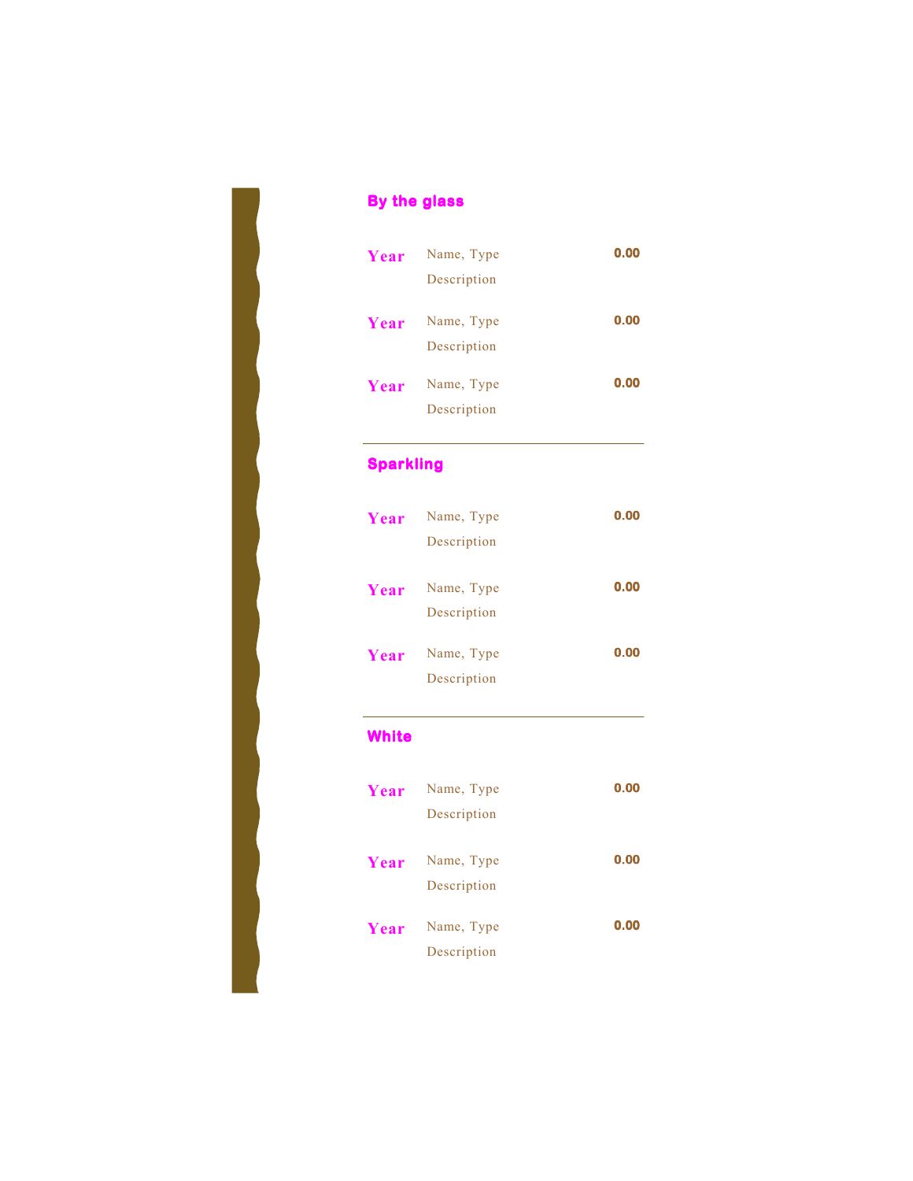## By the glass

**Year** Name, Type **0.00**
Description

**Year** Name, Type **0.00**
Description

**Year** Name, Type **0.00**
Description

---

## Sparkling

**Year** Name, Type **0.00**
Description

**Year** Name, Type **0.00**
Description

**Year** Name, Type **0.00**
Description

---

## White

**Year** Name, Type **0.00**
Description

**Year** Name, Type **0.00**
Description

**Year** Name, Type **0.00**
Description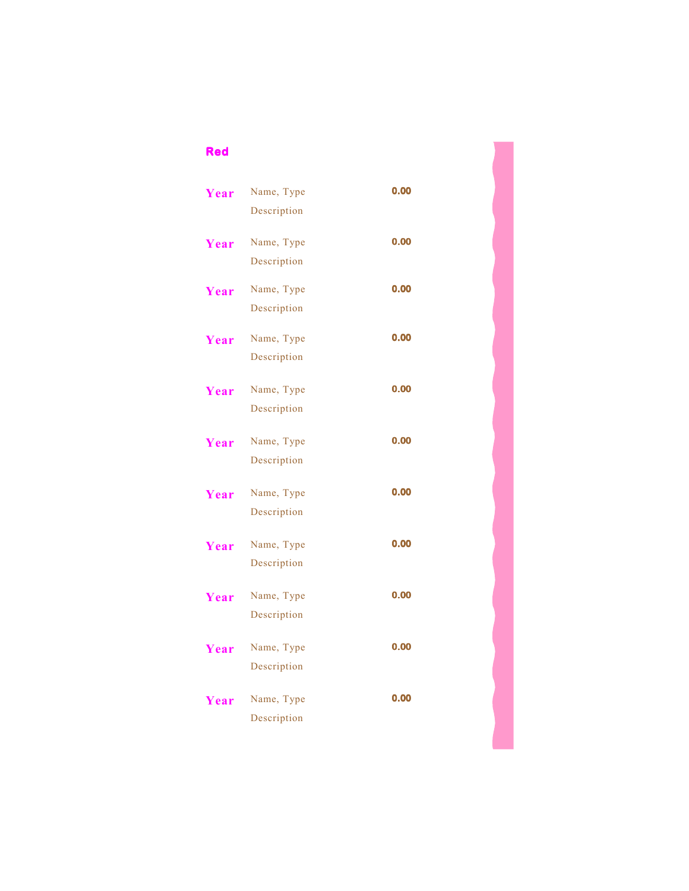## Red

| | | |
|---|---|---|
| **Year** | Name, Type<br>Description | **0.00** |
| **Year** | Name, Type<br>Description | **0.00** |
| **Year** | Name, Type<br>Description | **0.00** |
| **Year** | Name, Type<br>Description | **0.00** |
| **Year** | Name, Type<br>Description | **0.00** |
| **Year** | Name, Type<br>Description | **0.00** |
| **Year** | Name, Type<br>Description | **0.00** |
| **Year** | Name, Type<br>Description | **0.00** |
| **Year** | Name, Type<br>Description | **0.00** |
| **Year** | Name, Type<br>Description | **0.00** |
| **Year** | Name, Type<br>Description | **0.00** |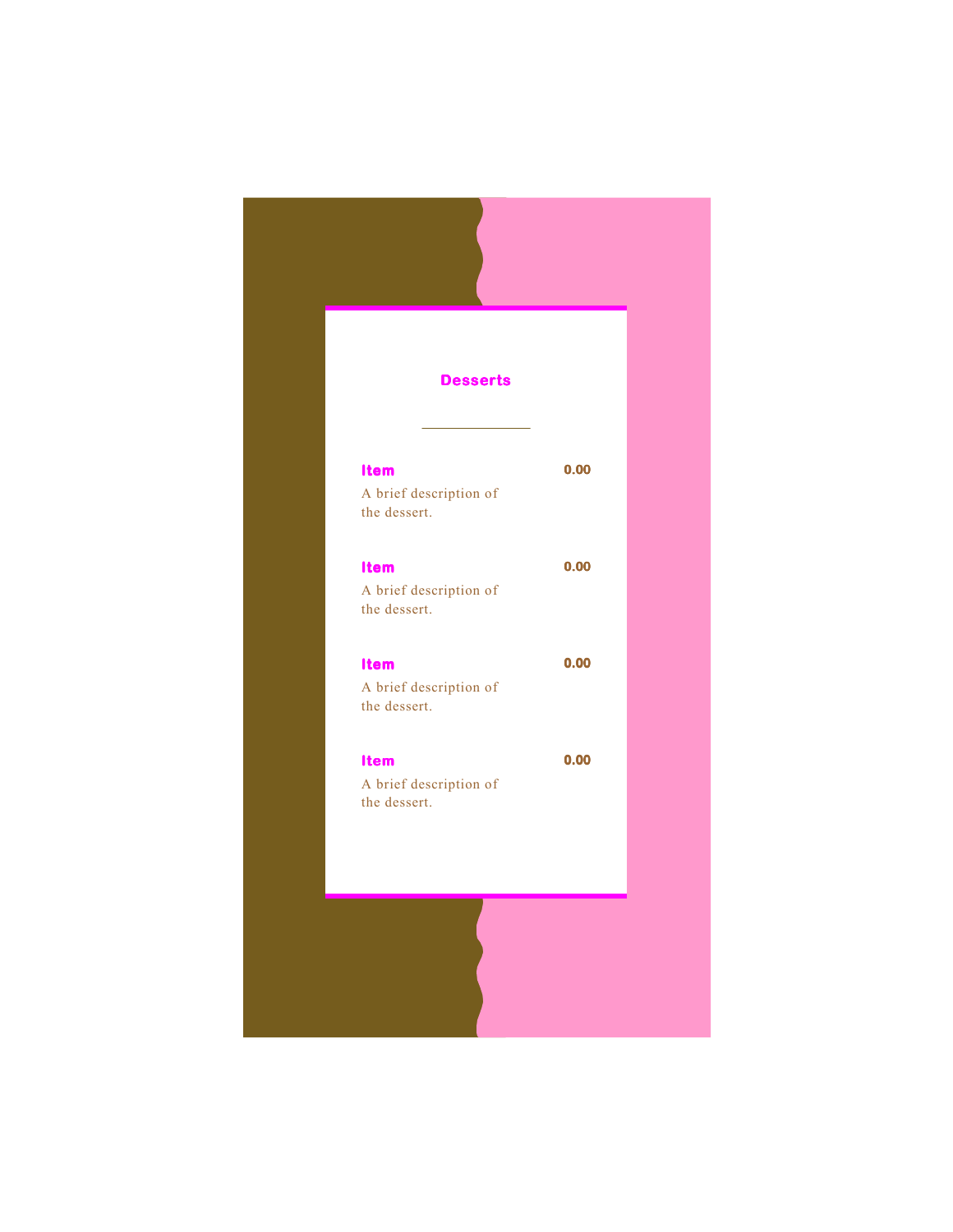# Desserts

**Item** 0.00

A brief description of the dessert.

**Item** 0.00

A brief description of the dessert.

**Item** 0.00

A brief description of the dessert.

**Item** 0.00

A brief description of the dessert.